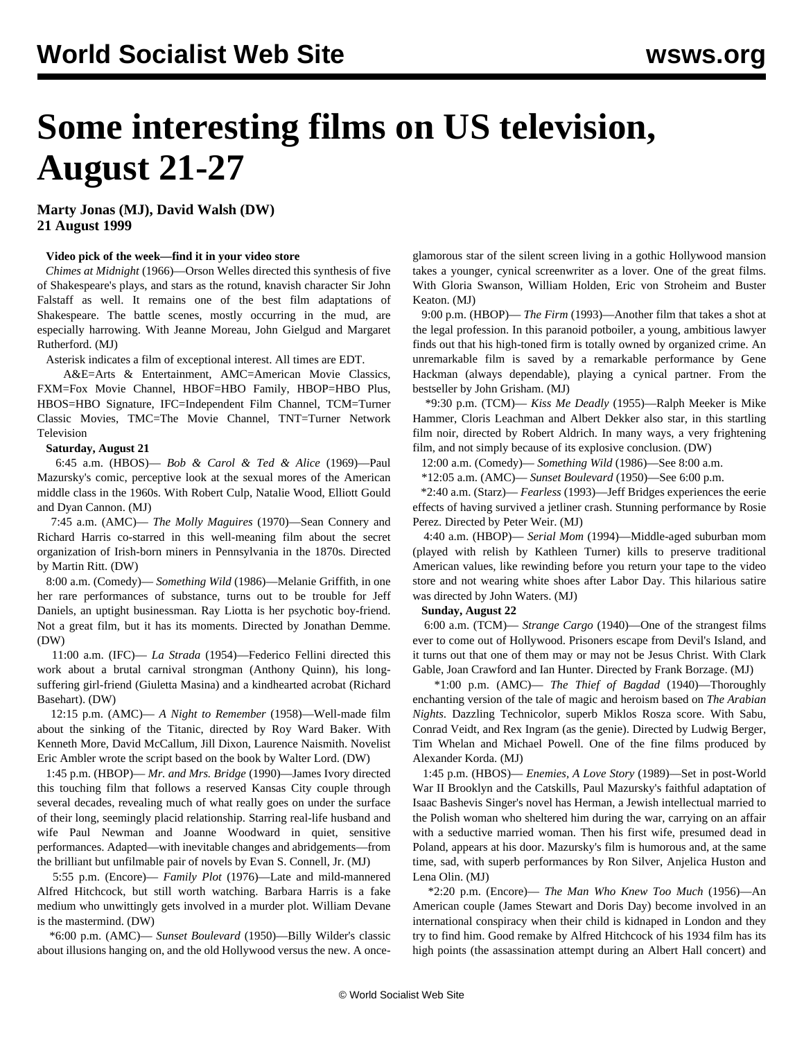# Some interesting films on US television, August 21-27

**Marty Jonas (MJ), David Walsh (DW)**
**21 August 1999**

**Video pick of the week—find it in your video store**

*Chimes at Midnight* (1966)—Orson Welles directed this synthesis of five of Shakespeare's plays, and stars as the rotund, knavish character Sir John Falstaff as well. It remains one of the best film adaptations of Shakespeare. The battle scenes, mostly occurring in the mud, are especially harrowing. With Jeanne Moreau, John Gielgud and Margaret Rutherford. (MJ)

Asterisk indicates a film of exceptional interest. All times are EDT.

A&E=Arts & Entertainment, AMC=American Movie Classics, FXM=Fox Movie Channel, HBOF=HBO Family, HBOP=HBO Plus, HBOS=HBO Signature, IFC=Independent Film Channel, TCM=Turner Classic Movies, TMC=The Movie Channel, TNT=Turner Network Television

**Saturday, August 21**

6:45 a.m. (HBOS)— *Bob & Carol & Ted & Alice* (1969)—Paul Mazursky's comic, perceptive look at the sexual mores of the American middle class in the 1960s. With Robert Culp, Natalie Wood, Elliott Gould and Dyan Cannon. (MJ)

7:45 a.m. (AMC)— *The Molly Maguires* (1970)—Sean Connery and Richard Harris co-starred in this well-meaning film about the secret organization of Irish-born miners in Pennsylvania in the 1870s. Directed by Martin Ritt. (DW)

8:00 a.m. (Comedy)— *Something Wild* (1986)—Melanie Griffith, in one her rare performances of substance, turns out to be trouble for Jeff Daniels, an uptight businessman. Ray Liotta is her psychotic boy-friend. Not a great film, but it has its moments. Directed by Jonathan Demme. (DW)

11:00 a.m. (IFC)— *La Strada* (1954)—Federico Fellini directed this work about a brutal carnival strongman (Anthony Quinn), his long-suffering girl-friend (Giuletta Masina) and a kindhearted acrobat (Richard Basehart). (DW)

12:15 p.m. (AMC)— *A Night to Remember* (1958)—Well-made film about the sinking of the Titanic, directed by Roy Ward Baker. With Kenneth More, David McCallum, Jill Dixon, Laurence Naismith. Novelist Eric Ambler wrote the script based on the book by Walter Lord. (DW)

1:45 p.m. (HBOP)— *Mr. and Mrs. Bridge* (1990)—James Ivory directed this touching film that follows a reserved Kansas City couple through several decades, revealing much of what really goes on under the surface of their long, seemingly placid relationship. Starring real-life husband and wife Paul Newman and Joanne Woodward in quiet, sensitive performances. Adapted—with inevitable changes and abridgements—from the brilliant but unfilmable pair of novels by Evan S. Connell, Jr. (MJ)

5:55 p.m. (Encore)— *Family Plot* (1976)—Late and mild-mannered Alfred Hitchcock, but still worth watching. Barbara Harris is a fake medium who unwittingly gets involved in a murder plot. William Devane is the mastermind. (DW)

*6:00 p.m. (AMC)— *Sunset Boulevard* (1950)—Billy Wilder's classic about illusions hanging on, and the old Hollywood versus the new. A once-glamorous star of the silent screen living in a gothic Hollywood mansion takes a younger, cynical screenwriter as a lover. One of the great films. With Gloria Swanson, William Holden, Eric von Stroheim and Buster Keaton. (MJ)

9:00 p.m. (HBOP)— *The Firm* (1993)—Another film that takes a shot at the legal profession. In this paranoid potboiler, a young, ambitious lawyer finds out that his high-toned firm is totally owned by organized crime. An unremarkable film is saved by a remarkable performance by Gene Hackman (always dependable), playing a cynical partner. From the bestseller by John Grisham. (MJ)

*9:30 p.m. (TCM)— *Kiss Me Deadly* (1955)—Ralph Meeker is Mike Hammer, Cloris Leachman and Albert Dekker also star, in this startling film noir, directed by Robert Aldrich. In many ways, a very frightening film, and not simply because of its explosive conclusion. (DW)

12:00 a.m. (Comedy)— *Something Wild* (1986)—See 8:00 a.m.

*12:05 a.m. (AMC)— *Sunset Boulevard* (1950)—See 6:00 p.m.

*2:40 a.m. (Starz)— *Fearless* (1993)—Jeff Bridges experiences the eerie effects of having survived a jetliner crash. Stunning performance by Rosie Perez. Directed by Peter Weir. (MJ)

4:40 a.m. (HBOP)— *Serial Mom* (1994)—Middle-aged suburban mom (played with relish by Kathleen Turner) kills to preserve traditional American values, like rewinding before you return your tape to the video store and not wearing white shoes after Labor Day. This hilarious satire was directed by John Waters. (MJ)

**Sunday, August 22**

6:00 a.m. (TCM)— *Strange Cargo* (1940)—One of the strangest films ever to come out of Hollywood. Prisoners escape from Devil's Island, and it turns out that one of them may or may not be Jesus Christ. With Clark Gable, Joan Crawford and Ian Hunter. Directed by Frank Borzage. (MJ)

*1:00 p.m. (AMC)— *The Thief of Bagdad* (1940)—Thoroughly enchanting version of the tale of magic and heroism based on *The Arabian Nights*. Dazzling Technicolor, superb Miklos Rosza score. With Sabu, Conrad Veidt, and Rex Ingram (as the genie). Directed by Ludwig Berger, Tim Whelan and Michael Powell. One of the fine films produced by Alexander Korda. (MJ)

1:45 p.m. (HBOS)— *Enemies, A Love Story* (1989)—Set in post-World War II Brooklyn and the Catskills, Paul Mazursky's faithful adaptation of Isaac Bashevis Singer's novel has Herman, a Jewish intellectual married to the Polish woman who sheltered him during the war, carrying on an affair with a seductive married woman. Then his first wife, presumed dead in Poland, appears at his door. Mazursky's film is humorous and, at the same time, sad, with superb performances by Ron Silver, Anjelica Huston and Lena Olin. (MJ)

*2:20 p.m. (Encore)— *The Man Who Knew Too Much* (1956)—An American couple (James Stewart and Doris Day) become involved in an international conspiracy when their child is kidnaped in London and they try to find him. Good remake by Alfred Hitchcock of his 1934 film has its high points (the assassination attempt during an Albert Hall concert) and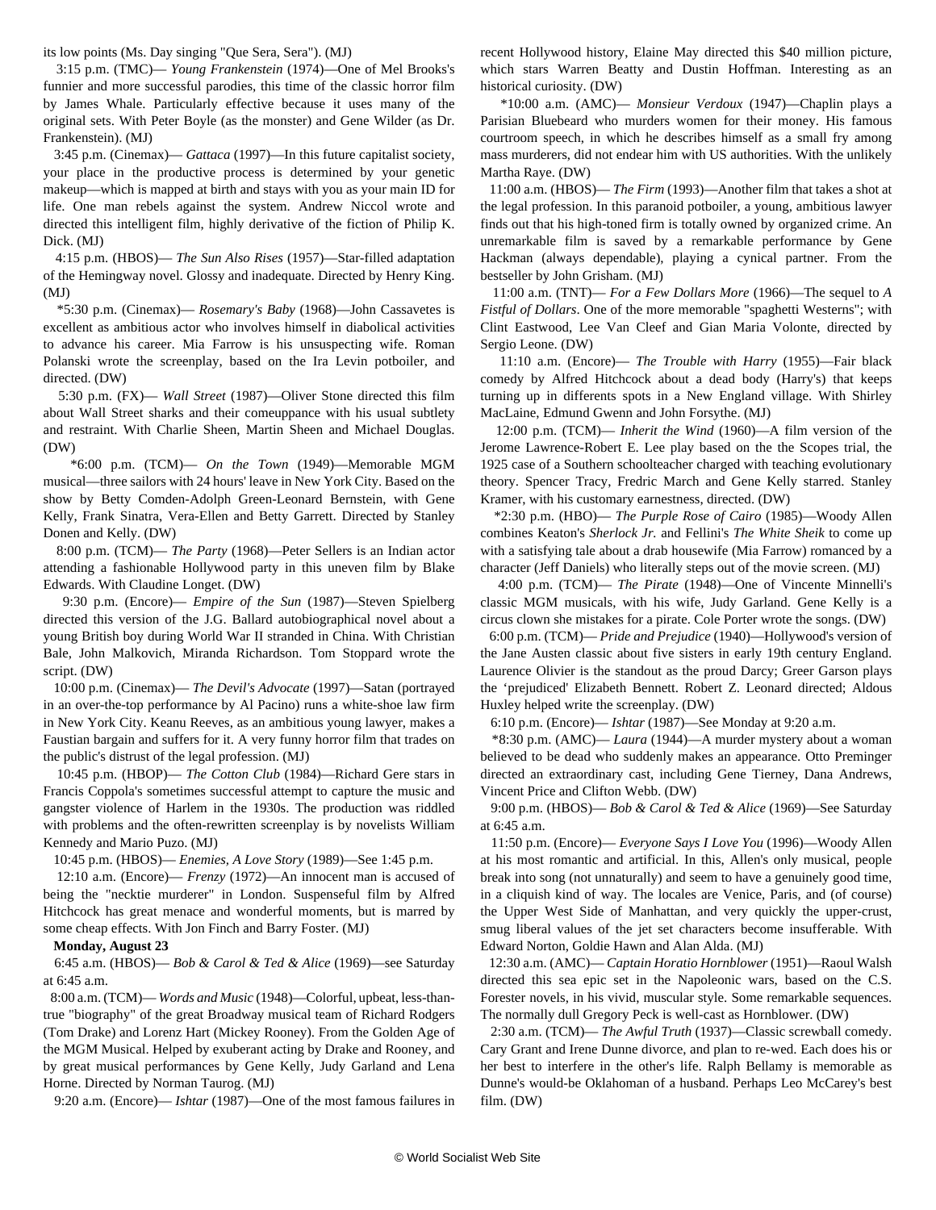its low points (Ms. Day singing "Que Sera, Sera"). (MJ)

3:15 p.m. (TMC)— *Young Frankenstein* (1974)—One of Mel Brooks's funnier and more successful parodies, this time of the classic horror film by James Whale. Particularly effective because it uses many of the original sets. With Peter Boyle (as the monster) and Gene Wilder (as Dr. Frankenstein). (MJ)

3:45 p.m. (Cinemax)— *Gattaca* (1997)—In this future capitalist society, your place in the productive process is determined by your genetic makeup—which is mapped at birth and stays with you as your main ID for life. One man rebels against the system. Andrew Niccol wrote and directed this intelligent film, highly derivative of the fiction of Philip K. Dick. (MJ)

4:15 p.m. (HBOS)— *The Sun Also Rises* (1957)—Star-filled adaptation of the Hemingway novel. Glossy and inadequate. Directed by Henry King. (MJ)

*5:30 p.m. (Cinemax)— *Rosemary's Baby* (1968)—John Cassavetes is excellent as ambitious actor who involves himself in diabolical activities to advance his career. Mia Farrow is his unsuspecting wife. Roman Polanski wrote the screenplay, based on the Ira Levin potboiler, and directed. (DW)

5:30 p.m. (FX)— *Wall Street* (1987)—Oliver Stone directed this film about Wall Street sharks and their comeuppance with his usual subtlety and restraint. With Charlie Sheen, Martin Sheen and Michael Douglas. (DW)

*6:00 p.m. (TCM)— *On the Town* (1949)—Memorable MGM musical—three sailors with 24 hours' leave in New York City. Based on the show by Betty Comden-Adolph Green-Leonard Bernstein, with Gene Kelly, Frank Sinatra, Vera-Ellen and Betty Garrett. Directed by Stanley Donen and Kelly. (DW)

8:00 p.m. (TCM)— *The Party* (1968)—Peter Sellers is an Indian actor attending a fashionable Hollywood party in this uneven film by Blake Edwards. With Claudine Longet. (DW)

9:30 p.m. (Encore)— *Empire of the Sun* (1987)—Steven Spielberg directed this version of the J.G. Ballard autobiographical novel about a young British boy during World War II stranded in China. With Christian Bale, John Malkovich, Miranda Richardson. Tom Stoppard wrote the script. (DW)

10:00 p.m. (Cinemax)— *The Devil's Advocate* (1997)—Satan (portrayed in an over-the-top performance by Al Pacino) runs a white-shoe law firm in New York City. Keanu Reeves, as an ambitious young lawyer, makes a Faustian bargain and suffers for it. A very funny horror film that trades on the public's distrust of the legal profession. (MJ)

10:45 p.m. (HBOP)— *The Cotton Club* (1984)—Richard Gere stars in Francis Coppola's sometimes successful attempt to capture the music and gangster violence of Harlem in the 1930s. The production was riddled with problems and the often-rewritten screenplay is by novelists William Kennedy and Mario Puzo. (MJ)

10:45 p.m. (HBOS)— *Enemies, A Love Story* (1989)—See 1:45 p.m.

12:10 a.m. (Encore)— *Frenzy* (1972)—An innocent man is accused of being the "necktie murderer" in London. Suspenseful film by Alfred Hitchcock has great menace and wonderful moments, but is marred by some cheap effects. With Jon Finch and Barry Foster. (MJ)

**Monday, August 23**

6:45 a.m. (HBOS)— *Bob & Carol & Ted & Alice* (1969)—see Saturday at 6:45 a.m.

8:00 a.m. (TCM)— *Words and Music* (1948)—Colorful, upbeat, less-than-true "biography" of the great Broadway musical team of Richard Rodgers (Tom Drake) and Lorenz Hart (Mickey Rooney). From the Golden Age of the MGM Musical. Helped by exuberant acting by Drake and Rooney, and by great musical performances by Gene Kelly, Judy Garland and Lena Horne. Directed by Norman Taurog. (MJ)

9:20 a.m. (Encore)— *Ishtar* (1987)—One of the most famous failures in recent Hollywood history, Elaine May directed this $40 million picture, which stars Warren Beatty and Dustin Hoffman. Interesting as an historical curiosity. (DW)

*10:00 a.m. (AMC)— *Monsieur Verdoux* (1947)—Chaplin plays a Parisian Bluebeard who murders women for their money. His famous courtroom speech, in which he describes himself as a small fry among mass murderers, did not endear him with US authorities. With the unlikely Martha Raye. (DW)

11:00 a.m. (HBOS)— *The Firm* (1993)—Another film that takes a shot at the legal profession. In this paranoid potboiler, a young, ambitious lawyer finds out that his high-toned firm is totally owned by organized crime. An unremarkable film is saved by a remarkable performance by Gene Hackman (always dependable), playing a cynical partner. From the bestseller by John Grisham. (MJ)

11:00 a.m. (TNT)— *For a Few Dollars More* (1966)—The sequel to *A Fistful of Dollars*. One of the more memorable "spaghetti Westerns"; with Clint Eastwood, Lee Van Cleef and Gian Maria Volonte, directed by Sergio Leone. (DW)

11:10 a.m. (Encore)— *The Trouble with Harry* (1955)—Fair black comedy by Alfred Hitchcock about a dead body (Harry's) that keeps turning up in differents spots in a New England village. With Shirley MacLaine, Edmund Gwenn and John Forsythe. (MJ)

12:00 p.m. (TCM)— *Inherit the Wind* (1960)—A film version of the Jerome Lawrence-Robert E. Lee play based on the Scopes trial, the 1925 case of a Southern schoolteacher charged with teaching evolutionary theory. Spencer Tracy, Fredric March and Gene Kelly starred. Stanley Kramer, with his customary earnestness, directed. (DW)

*2:30 p.m. (HBO)— *The Purple Rose of Cairo* (1985)—Woody Allen combines Keaton's *Sherlock Jr.* and Fellini's *The White Sheik* to come up with a satisfying tale about a drab housewife (Mia Farrow) romanced by a character (Jeff Daniels) who literally steps out of the movie screen. (MJ)

4:00 p.m. (TCM)— *The Pirate* (1948)—One of Vincente Minnelli's classic MGM musicals, with his wife, Judy Garland. Gene Kelly is a circus clown she mistakes for a pirate. Cole Porter wrote the songs. (DW)

6:00 p.m. (TCM)— *Pride and Prejudice* (1940)—Hollywood's version of the Jane Austen classic about five sisters in early 19th century England. Laurence Olivier is the standout as the proud Darcy; Greer Garson plays the 'prejudiced' Elizabeth Bennett. Robert Z. Leonard directed; Aldous Huxley helped write the screenplay. (DW)

6:10 p.m. (Encore)— *Ishtar* (1987)—See Monday at 9:20 a.m.

*8:30 p.m. (AMC)— *Laura* (1944)—A murder mystery about a woman believed to be dead who suddenly makes an appearance. Otto Preminger directed an extraordinary cast, including Gene Tierney, Dana Andrews, Vincent Price and Clifton Webb. (DW)

9:00 p.m. (HBOS)— *Bob & Carol & Ted & Alice* (1969)—See Saturday at 6:45 a.m.

11:50 p.m. (Encore)— *Everyone Says I Love You* (1996)—Woody Allen at his most romantic and artificial. In this, Allen's only musical, people break into song (not unnaturally) and seem to have a genuinely good time, in a cliquish kind of way. The locales are Venice, Paris, and (of course) the Upper West Side of Manhattan, and very quickly the upper-crust, smug liberal values of the jet set characters become insufferable. With Edward Norton, Goldie Hawn and Alan Alda. (MJ)

12:30 a.m. (AMC)— *Captain Horatio Hornblower* (1951)—Raoul Walsh directed this sea epic set in the Napoleonic wars, based on the C.S. Forester novels, in his vivid, muscular style. Some remarkable sequences. The normally dull Gregory Peck is well-cast as Hornblower. (DW)

2:30 a.m. (TCM)— *The Awful Truth* (1937)—Classic screwball comedy. Cary Grant and Irene Dunne divorce, and plan to re-wed. Each does his or her best to interfere in the other's life. Ralph Bellamy is memorable as Dunne's would-be Oklahoman of a husband. Perhaps Leo McCarey's best film. (DW)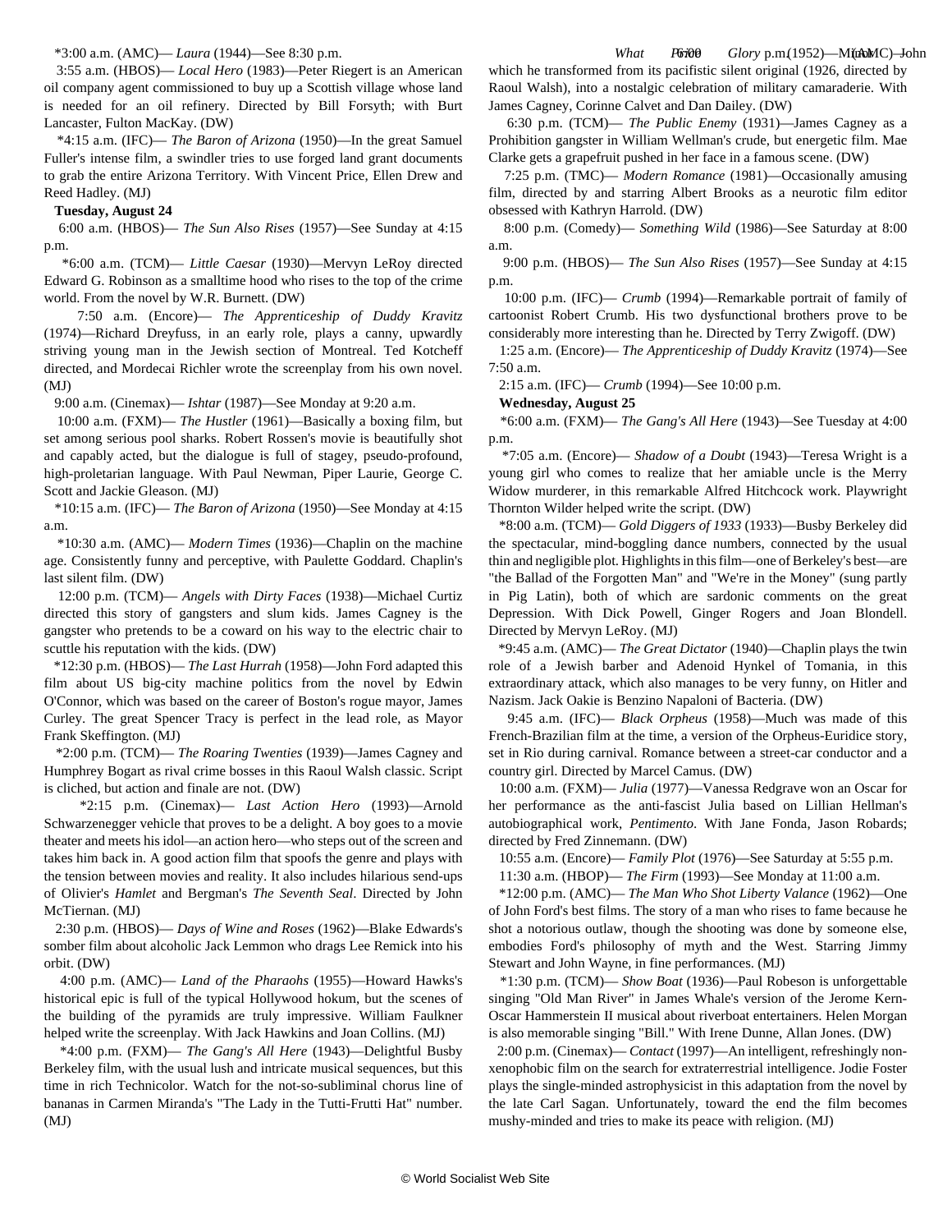*3:00 a.m. (AMC)— *Laura* (1944)—See 8:30 p.m.

3:55 a.m. (HBOS)— *Local Hero* (1983)—Peter Riegert is an American oil company agent commissioned to buy up a Scottish village whose land is needed for an oil refinery. Directed by Bill Forsyth; with Burt Lancaster, Fulton MacKay. (DW)

*4:15 a.m. (IFC)— *The Baron of Arizona* (1950)—In the great Samuel Fuller's intense film, a swindler tries to use forged land grant documents to grab the entire Arizona Territory. With Vincent Price, Ellen Drew and Reed Hadley. (MJ)

**Tuesday, August 24**

6:00 a.m. (HBOS)— *The Sun Also Rises* (1957)—See Sunday at 4:15 p.m.

*6:00 a.m. (TCM)— *Little Caesar* (1930)—Mervyn LeRoy directed Edward G. Robinson as a smalltime hood who rises to the top of the crime world. From the novel by W.R. Burnett. (DW)

7:50 a.m. (Encore)— *The Apprenticeship of Duddy Kravitz* (1974)—Richard Dreyfuss, in an early role, plays a canny, upwardly striving young man in the Jewish section of Montreal. Ted Kotcheff directed, and Mordecai Richler wrote the screenplay from his own novel. (MJ)

9:00 a.m. (Cinemax)— *Ishtar* (1987)—See Monday at 9:20 a.m.

10:00 a.m. (FXM)— *The Hustler* (1961)—Basically a boxing film, but set among serious pool sharks. Robert Rossen's movie is beautifully shot and capably acted, but the dialogue is full of stagey, pseudo-profound, high-proletarian language. With Paul Newman, Piper Laurie, George C. Scott and Jackie Gleason. (MJ)

*10:15 a.m. (IFC)— *The Baron of Arizona* (1950)—See Monday at 4:15 a.m.

*10:30 a.m. (AMC)— *Modern Times* (1936)—Chaplin on the machine age. Consistently funny and perceptive, with Paulette Goddard. Chaplin's last silent film. (DW)

12:00 p.m. (TCM)— *Angels with Dirty Faces* (1938)—Michael Curtiz directed this story of gangsters and slum kids. James Cagney is the gangster who pretends to be a coward on his way to the electric chair to scuttle his reputation with the kids. (DW)

*12:30 p.m. (HBOS)— *The Last Hurrah* (1958)—John Ford adapted this film about US big-city machine politics from the novel by Edwin O'Connor, which was based on the career of Boston's rogue mayor, James Curley. The great Spencer Tracy is perfect in the lead role, as Mayor Frank Skeffington. (MJ)

*2:00 p.m. (TCM)— *The Roaring Twenties* (1939)—James Cagney and Humphrey Bogart as rival crime bosses in this Raoul Walsh classic. Script is cliched, but action and finale are not. (DW)

*2:15 p.m. (Cinemax)— *Last Action Hero* (1993)—Arnold Schwarzenegger vehicle that proves to be a delight. A boy goes to a movie theater and meets his idol—an action hero—who steps out of the screen and takes him back in. A good action film that spoofs the genre and plays with the tension between movies and reality. It also includes hilarious send-ups of Olivier's *Hamlet* and Bergman's *The Seventh Seal*. Directed by John McTiernan. (MJ)

2:30 p.m. (HBOS)— *Days of Wine and Roses* (1962)—Blake Edwards's somber film about alcoholic Jack Lemmon who drags Lee Remick into his orbit. (DW)

4:00 p.m. (AMC)— *Land of the Pharaohs* (1955)—Howard Hawks's historical epic is full of the typical Hollywood hokum, but the scenes of the building of the pyramids are truly impressive. William Faulkner helped write the screenplay. With Jack Hawkins and Joan Collins. (MJ)

*4:00 p.m. (FXM)— *The Gang's All Here* (1943)—Delightful Busby Berkeley film, with the usual lush and intricate musical sequences, but this time in rich Technicolor. Watch for the not-so-subliminal chorus line of bananas in Carmen Miranda's "The Lady in the Tutti-Frutti Hat" number. (MJ)

6:00 p.m. (AMC)— *What Price Glory* (1952)—John Ford directed this version of the Maxwell Anderson-Laurence Stallings play, which he transformed from its pacifistic silent original (1926, directed by Raoul Walsh), into a nostalgic celebration of military camaraderie. With James Cagney, Corinne Calvet and Dan Dailey. (DW)

6:30 p.m. (TCM)— *The Public Enemy* (1931)—James Cagney as a Prohibition gangster in William Wellman's crude, but energetic film. Mae Clarke gets a grapefruit pushed in her face in a famous scene. (DW)

7:25 p.m. (TMC)— *Modern Romance* (1981)—Occasionally amusing film, directed by and starring Albert Brooks as a neurotic film editor obsessed with Kathryn Harrold. (DW)

8:00 p.m. (Comedy)— *Something Wild* (1986)—See Saturday at 8:00 a.m.

9:00 p.m. (HBOS)— *The Sun Also Rises* (1957)—See Sunday at 4:15 p.m.

10:00 p.m. (IFC)— *Crumb* (1994)—Remarkable portrait of family of cartoonist Robert Crumb. His two dysfunctional brothers prove to be considerably more interesting than he. Directed by Terry Zwigoff. (DW)

1:25 a.m. (Encore)— *The Apprenticeship of Duddy Kravitz* (1974)—See 7:50 a.m.

2:15 a.m. (IFC)— *Crumb* (1994)—See 10:00 p.m.

**Wednesday, August 25**

*6:00 a.m. (FXM)— *The Gang's All Here* (1943)—See Tuesday at 4:00 p.m.

*7:05 a.m. (Encore)— *Shadow of a Doubt* (1943)—Teresa Wright is a young girl who comes to realize that her amiable uncle is the Merry Widow murderer, in this remarkable Alfred Hitchcock work. Playwright Thornton Wilder helped write the script. (DW)

*8:00 a.m. (TCM)— *Gold Diggers of 1933* (1933)—Busby Berkeley did the spectacular, mind-boggling dance numbers, connected by the usual thin and negligible plot. Highlights in this film—one of Berkeley's best—are "the Ballad of the Forgotten Man" and "We're in the Money" (sung partly in Pig Latin), both of which are sardonic comments on the great Depression. With Dick Powell, Ginger Rogers and Joan Blondell. Directed by Mervyn LeRoy. (MJ)

*9:45 a.m. (AMC)— *The Great Dictator* (1940)—Chaplin plays the twin role of a Jewish barber and Adenoid Hynkel of Tomania, in this extraordinary attack, which also manages to be very funny, on Hitler and Nazism. Jack Oakie is Benzino Napaloni of Bacteria. (DW)

9:45 a.m. (IFC)— *Black Orpheus* (1958)—Much was made of this French-Brazilian film at the time, a version of the Orpheus-Euridice story, set in Rio during carnival. Romance between a street-car conductor and a country girl. Directed by Marcel Camus. (DW)

10:00 a.m. (FXM)— *Julia* (1977)—Vanessa Redgrave won an Oscar for her performance as the anti-fascist Julia based on Lillian Hellman's autobiographical work, *Pentimento*. With Jane Fonda, Jason Robards; directed by Fred Zinnemann. (DW)

10:55 a.m. (Encore)— *Family Plot* (1976)—See Saturday at 5:55 p.m.

11:30 a.m. (HBOP)— *The Firm* (1993)—See Monday at 11:00 a.m.

*12:00 p.m. (AMC)— *The Man Who Shot Liberty Valance* (1962)—One of John Ford's best films. The story of a man who rises to fame because he shot a notorious outlaw, though the shooting was done by someone else, embodies Ford's philosophy of myth and the West. Starring Jimmy Stewart and John Wayne, in fine performances. (MJ)

*1:30 p.m. (TCM)— *Show Boat* (1936)—Paul Robeson is unforgettable singing "Old Man River" in James Whale's version of the Jerome Kern-Oscar Hammerstein II musical about riverboat entertainers. Helen Morgan is also memorable singing "Bill." With Irene Dunne, Allan Jones. (DW)

2:00 p.m. (Cinemax)— *Contact* (1997)—An intelligent, refreshingly non-xenophobic film on the search for extraterrestrial intelligence. Jodie Foster plays the single-minded astrophysicist in this adaptation from the novel by the late Carl Sagan. Unfortunately, toward the end the film becomes mushy-minded and tries to make its peace with religion. (MJ)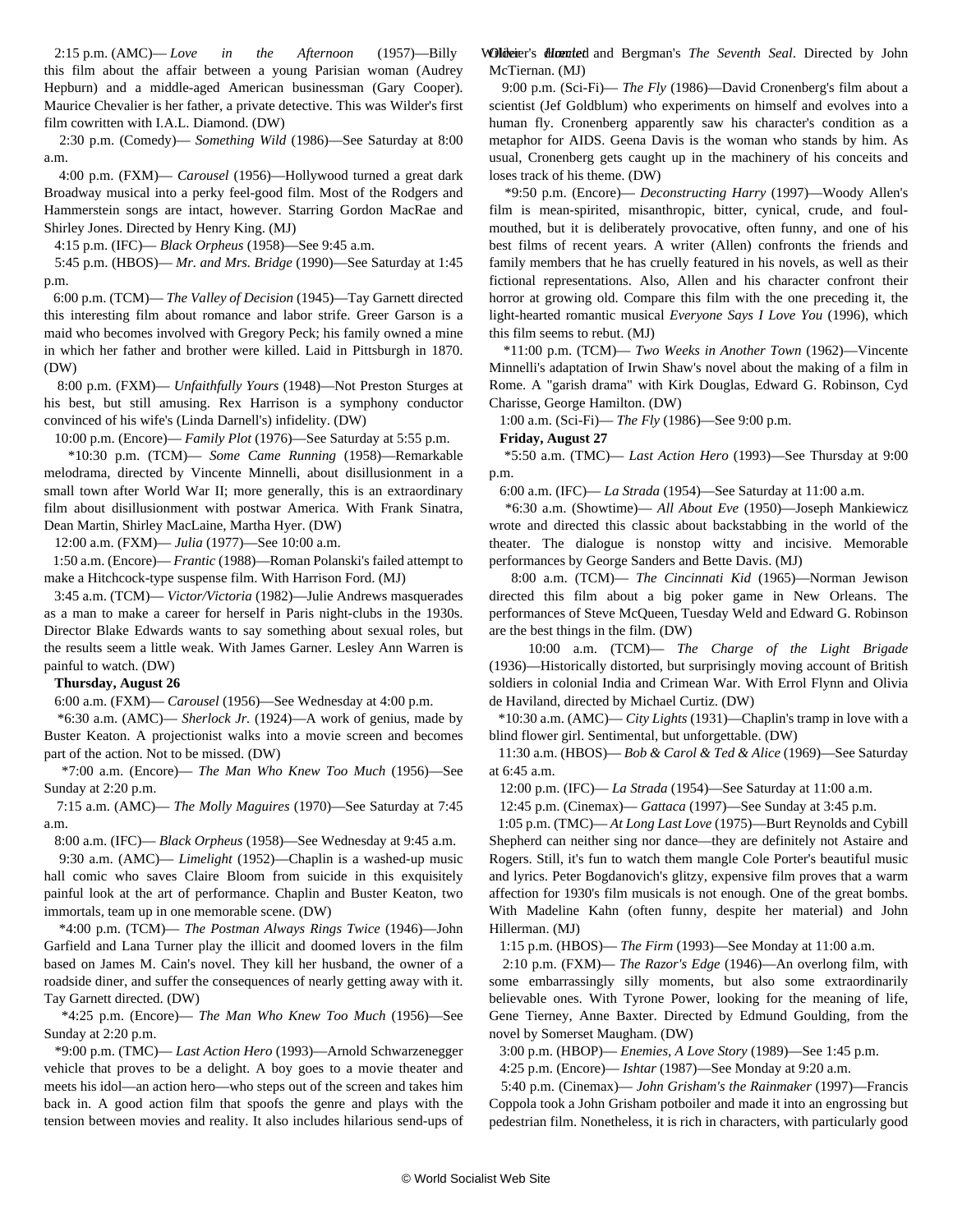2:15 p.m. (AMC)— *Love in the Afternoon* (1957)—Billy this film about the affair between a young Parisian woman (Audrey Hepburn) and a middle-aged American businessman (Gary Cooper). Maurice Chevalier is her father, a private detective. This was Wilder's first film cowritten with I.A.L. Diamond. (DW)

2:30 p.m. (Comedy)— *Something Wild* (1986)—See Saturday at 8:00 a.m.

4:00 p.m. (FXM)— *Carousel* (1956)—Hollywood turned a great dark Broadway musical into a perky feel-good film. Most of the Rodgers and Hammerstein songs are intact, however. Starring Gordon MacRae and Shirley Jones. Directed by Henry King. (MJ)

4:15 p.m. (IFC)— *Black Orpheus* (1958)—See 9:45 a.m.

5:45 p.m. (HBOS)— *Mr. and Mrs. Bridge* (1990)—See Saturday at 1:45 p.m.

6:00 p.m. (TCM)— *The Valley of Decision* (1945)—Tay Garnett directed this interesting film about romance and labor strife. Greer Garson is a maid who becomes involved with Gregory Peck; his family owned a mine in which her father and brother were killed. Laid in Pittsburgh in 1870. (DW)

8:00 p.m. (FXM)— *Unfaithfully Yours* (1948)—Not Preston Sturges at his best, but still amusing. Rex Harrison is a symphony conductor convinced of his wife's (Linda Darnell's) infidelity. (DW)

10:00 p.m. (Encore)— *Family Plot* (1976)—See Saturday at 5:55 p.m.

*10:30 p.m. (TCM)— *Some Came Running* (1958)—Remarkable melodrama, directed by Vincente Minnelli, about disillusionment in a small town after World War II; more generally, this is an extraordinary film about disillusionment with postwar America. With Frank Sinatra, Dean Martin, Shirley MacLaine, Martha Hyer. (DW)

12:00 a.m. (FXM)— *Julia* (1977)—See 10:00 a.m.

1:50 a.m. (Encore)— *Frantic* (1988)—Roman Polanski's failed attempt to make a Hitchcock-type suspense film. With Harrison Ford. (MJ)

3:45 a.m. (TCM)— *Victor/Victoria* (1982)—Julie Andrews masquerades as a man to make a career for herself in Paris night-clubs in the 1930s. Director Blake Edwards wants to say something about sexual roles, but the results seem a little weak. With James Garner. Lesley Ann Warren is painful to watch. (DW)

**Thursday, August 26**

6:00 a.m. (FXM)— *Carousel* (1956)—See Wednesday at 4:00 p.m.

*6:30 a.m. (AMC)— *Sherlock Jr.* (1924)—A work of genius, made by Buster Keaton. A projectionist walks into a movie screen and becomes part of the action. Not to be missed. (DW)

*7:00 a.m. (Encore)— *The Man Who Knew Too Much* (1956)—See Sunday at 2:20 p.m.

7:15 a.m. (AMC)— *The Molly Maguires* (1970)—See Saturday at 7:45 a.m.

8:00 a.m. (IFC)— *Black Orpheus* (1958)—See Wednesday at 9:45 a.m.

9:30 a.m. (AMC)— *Limelight* (1952)—Chaplin is a washed-up music hall comic who saves Claire Bloom from suicide in this exquisitely painful look at the art of performance. Chaplin and Buster Keaton, two immortals, team up in one memorable scene. (DW)

*4:00 p.m. (TCM)— *The Postman Always Rings Twice* (1946)—John Garfield and Lana Turner play the illicit and doomed lovers in the film based on James M. Cain's novel. They kill her husband, the owner of a roadside diner, and suffer the consequences of nearly getting away with it. Tay Garnett directed. (DW)

*4:25 p.m. (Encore)— *The Man Who Knew Too Much* (1956)—See Sunday at 2:20 p.m.

*9:00 p.m. (TMC)— *Last Action Hero* (1993)—Arnold Schwarzenegger vehicle that proves to be a delight. A boy goes to a movie theater and meets his idol—an action hero—who steps out of the screen and takes him back in. A good action film that spoofs the genre and plays with the tension between movies and reality. It also includes hilarious send-ups of Olivier's *Hamlet* and Bergman's *The Seventh Seal*. Directed by John McTiernan. (MJ)

9:00 p.m. (Sci-Fi)— *The Fly* (1986)—David Cronenberg's film about a scientist (Jef Goldblum) who experiments on himself and evolves into a human fly. Cronenberg apparently saw his character's condition as a metaphor for AIDS. Geena Davis is the woman who stands by him. As usual, Cronenberg gets caught up in the machinery of his conceits and loses track of his theme. (DW)

*9:50 p.m. (Encore)— *Deconstructing Harry* (1997)—Woody Allen's film is mean-spirited, misanthropic, bitter, cynical, crude, and foul-mouthed, but it is deliberately provocative, often funny, and one of his best films of recent years. A writer (Allen) confronts the friends and family members that he has cruelly featured in his novels, as well as their fictional representations. Also, Allen and his character confront their horror at growing old. Compare this film with the one preceding it, the light-hearted romantic musical *Everyone Says I Love You* (1996), which this film seems to rebut. (MJ)

*11:00 p.m. (TCM)— *Two Weeks in Another Town* (1962)—Vincente Minnelli's adaptation of Irwin Shaw's novel about the making of a film in Rome. A "garish drama" with Kirk Douglas, Edward G. Robinson, Cyd Charisse, George Hamilton. (DW)

1:00 a.m. (Sci-Fi)— *The Fly* (1986)—See 9:00 p.m.

**Friday, August 27**

*5:50 a.m. (TMC)— *Last Action Hero* (1993)—See Thursday at 9:00 p.m.

6:00 a.m. (IFC)— *La Strada* (1954)—See Saturday at 11:00 a.m.

*6:30 a.m. (Showtime)— *All About Eve* (1950)—Joseph Mankiewicz wrote and directed this classic about backstabbing in the world of the theater. The dialogue is nonstop witty and incisive. Memorable performances by George Sanders and Bette Davis. (MJ)

8:00 a.m. (TCM)— *The Cincinnati Kid* (1965)—Norman Jewison directed this film about a big poker game in New Orleans. The performances of Steve McQueen, Tuesday Weld and Edward G. Robinson are the best things in the film. (DW)

10:00 a.m. (TCM)— *The Charge of the Light Brigade* (1936)—Historically distorted, but surprisingly moving account of British soldiers in colonial India and Crimean War. With Errol Flynn and Olivia de Haviland, directed by Michael Curtiz. (DW)

*10:30 a.m. (AMC)— *City Lights* (1931)—Chaplin's tramp in love with a blind flower girl. Sentimental, but unforgettable. (DW)

11:30 a.m. (HBOS)— *Bob & Carol & Ted & Alice* (1969)—See Saturday at 6:45 a.m.

12:00 p.m. (IFC)— *La Strada* (1954)—See Saturday at 11:00 a.m.

12:45 p.m. (Cinemax)— *Gattaca* (1997)—See Sunday at 3:45 p.m.

1:05 p.m. (TMC)— *At Long Last Love* (1975)—Burt Reynolds and Cybill Shepherd can neither sing nor dance—they are definitely not Astaire and Rogers. Still, it's fun to watch them mangle Cole Porter's beautiful music and lyrics. Peter Bogdanovich's glitzy, expensive film proves that a warm affection for 1930's film musicals is not enough. One of the great bombs. With Madeline Kahn (often funny, despite her material) and John Hillerman. (MJ)

1:15 p.m. (HBOS)— *The Firm* (1993)—See Monday at 11:00 a.m.

2:10 p.m. (FXM)— *The Razor's Edge* (1946)—An overlong film, with some embarrassingly silly moments, but also some extraordinarily believable ones. With Tyrone Power, looking for the meaning of life, Gene Tierney, Anne Baxter. Directed by Edmund Goulding, from the novel by Somerset Maugham. (DW)

3:00 p.m. (HBOP)— *Enemies, A Love Story* (1989)—See 1:45 p.m.

4:25 p.m. (Encore)— *Ishtar* (1987)—See Monday at 9:20 a.m.

5:40 p.m. (Cinemax)— *John Grisham's the Rainmaker* (1997)—Francis Coppola took a John Grisham potboiler and made it into an engrossing but pedestrian film. Nonetheless, it is rich in characters, with particularly good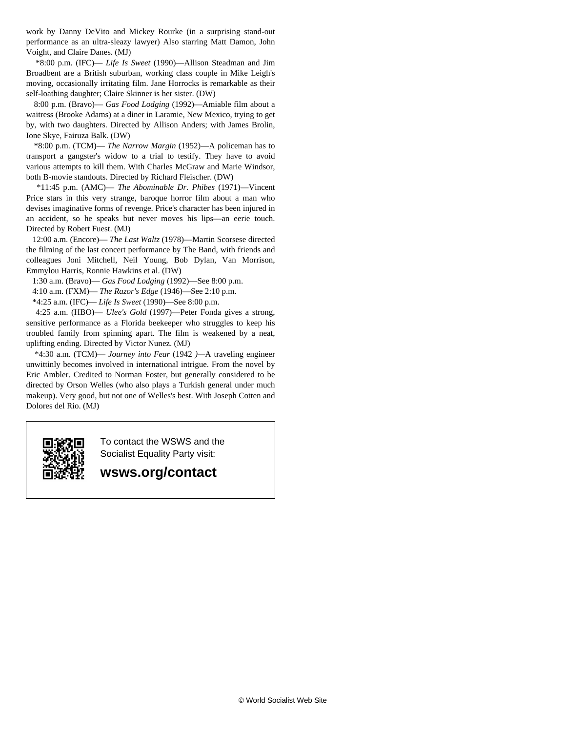work by Danny DeVito and Mickey Rourke (in a surprising stand-out performance as an ultra-sleazy lawyer) Also starring Matt Damon, John Voight, and Claire Danes. (MJ)

*8:00 p.m. (IFC)— *Life Is Sweet* (1990)—Allison Steadman and Jim Broadbent are a British suburban, working class couple in Mike Leigh's moving, occasionally irritating film. Jane Horrocks is remarkable as their self-loathing daughter; Claire Skinner is her sister. (DW)

8:00 p.m. (Bravo)— *Gas Food Lodging* (1992)—Amiable film about a waitress (Brooke Adams) at a diner in Laramie, New Mexico, trying to get by, with two daughters. Directed by Allison Anders; with James Brolin, Ione Skye, Fairuza Balk. (DW)

*8:00 p.m. (TCM)— *The Narrow Margin* (1952)—A policeman has to transport a gangster's widow to a trial to testify. They have to avoid various attempts to kill them. With Charles McGraw and Marie Windsor, both B-movie standouts. Directed by Richard Fleischer. (DW)

*11:45 p.m. (AMC)— *The Abominable Dr. Phibes* (1971)—Vincent Price stars in this very strange, baroque horror film about a man who devises imaginative forms of revenge. Price's character has been injured in an accident, so he speaks but never moves his lips—an eerie touch. Directed by Robert Fuest. (MJ)

12:00 a.m. (Encore)— *The Last Waltz* (1978)—Martin Scorsese directed the filming of the last concert performance by The Band, with friends and colleagues Joni Mitchell, Neil Young, Bob Dylan, Van Morrison, Emmylou Harris, Ronnie Hawkins et al. (DW)

1:30 a.m. (Bravo)— *Gas Food Lodging* (1992)—See 8:00 p.m.

4:10 a.m. (FXM)— *The Razor's Edge* (1946)—See 2:10 p.m.

*4:25 a.m. (IFC)— *Life Is Sweet* (1990)—See 8:00 p.m.

4:25 a.m. (HBO)— *Ulee's Gold* (1997)—Peter Fonda gives a strong, sensitive performance as a Florida beekeeper who struggles to keep his troubled family from spinning apart. The film is weakened by a neat, uplifting ending. Directed by Victor Nunez. (MJ)

*4:30 a.m. (TCM)— *Journey into Fear* (1942 )—A traveling engineer unwittinly becomes involved in international intrigue. From the novel by Eric Ambler. Credited to Norman Foster, but generally considered to be directed by Orson Welles (who also plays a Turkish general under much makeup). Very good, but not one of Welles's best. With Joseph Cotten and Dolores del Rio. (MJ)

To contact the WSWS and the Socialist Equality Party visit:

**wsws.org/contact**